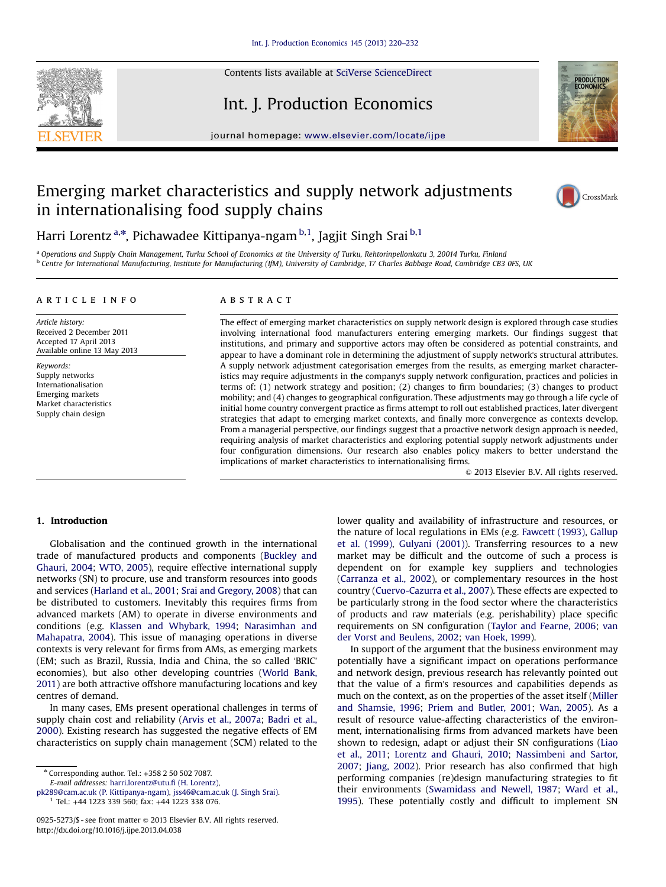# Emerging market characteristics and supply network adjustments in internationalising food supply chains

Harri Lorentz [a,*], Pichawadee Kittipanya-ngam [b,1], Jagjit Singh Srai [b,1]

[a] Operations and Supply Chain Management, Turku School of Economics at the University of Turku, Rehtorinpellonkatu 3, 20014 Turku, Finland

[b] Centre for International Manufacturing, Institute for Manufacturing (IfM), University of Cambridge, 17 Charles Babbage Road, Cambridge CB3 0FS, UK

## ARTICLE INFO

*Article history:*
Received 2 December 2011
Accepted 17 April 2013
Available online 13 May 2013

*Keywords:*
Supply networks
Internationalisation
Emerging markets
Market characteristics
Supply chain design

## ABSTRACT

The effect of emerging market characteristics on supply network design is explored through case studies involving international food manufacturers entering emerging markets. Our findings suggest that institutions, and primary and supportive actors may often be considered as potential constraints, and appear to have a dominant role in determining the adjustment of supply network's structural attributes. A supply network adjustment categorisation emerges from the results, as emerging market characteristics may require adjustments in the company's supply network configuration, practices and policies in terms of: (1) network strategy and position; (2) changes to firm boundaries; (3) changes to product mobility; and (4) changes to geographical configuration. These adjustments may go through a life cycle of initial home country convergent practice as firms attempt to roll out established practices, later divergent strategies that adapt to emerging market contexts, and finally more convergence as contexts develop. From a managerial perspective, our findings suggest that a proactive network design approach is needed, requiring analysis of market characteristics and exploring potential supply network adjustments under four configuration dimensions. Our research also enables policy makers to better understand the implications of market characteristics to internationalising firms.

© 2013 Elsevier B.V. All rights reserved.

## 1. Introduction

Globalisation and the continued growth in the international trade of manufactured products and components (Buckley and Ghauri, 2004; WTO, 2005), require effective international supply networks (SN) to procure, use and transform resources into goods and services (Harland et al., 2001; Srai and Gregory, 2008) that can be distributed to customers. Inevitably this requires firms from advanced markets (AM) to operate in diverse environments and conditions (e.g. Klassen and Whybark, 1994; Narasimhan and Mahapatra, 2004). This issue of managing operations in diverse contexts is very relevant for firms from AMs, as emerging markets (EM; such as Brazil, Russia, India and China, the so called 'BRIC' economies), but also other developing countries (World Bank, 2011) are both attractive offshore manufacturing locations and key centres of demand.

In many cases, EMs present operational challenges in terms of supply chain cost and reliability (Arvis et al., 2007a; Badri et al., 2000). Existing research has suggested the negative effects of EM characteristics on supply chain management (SCM) related to the lower quality and availability of infrastructure and resources, or the nature of local regulations in EMs (e.g. Fawcett (1993), Gallup et al. (1999), Gulyani (2001)). Transferring resources to a new market may be difficult and the outcome of such a process is dependent on for example key suppliers and technologies (Carranza et al., 2002), or complementary resources in the host country (Cuervo-Cazurra et al., 2007). These effects are expected to be particularly strong in the food sector where the characteristics of products and raw materials (e.g. perishability) place specific requirements on SN configuration (Taylor and Fearne, 2006; van der Vorst and Beulens, 2002; van Hoek, 1999).

In support of the argument that the business environment may potentially have a significant impact on operations performance and network design, previous research has relevantly pointed out that the value of a firm's resources and capabilities depends as much on the context, as on the properties of the asset itself (Miller and Shamsie, 1996; Priem and Butler, 2001; Wan, 2005). As a result of resource value-affecting characteristics of the environment, internationalising firms from advanced markets have been shown to redesign, adapt or adjust their SN configurations (Liao et al., 2011; Lorentz and Ghauri, 2010; Nassimbeni and Sartor, 2007; Jiang, 2002). Prior research has also confirmed that high performing companies (re)design manufacturing strategies to fit their environments (Swamidass and Newell, 1987; Ward et al., 1995). These potentially costly and difficult to implement SN

\* Corresponding author. Tel.: +358 2 50 502 7087.
E-mail addresses: harri.lorentz@utu.fi (H. Lorentz), pk289@cam.ac.uk (P. Kittipanya-ngam), jss46@cam.ac.uk (J. Singh Srai).

[1] Tel.: +44 1223 339 560; fax: +44 1223 338 076.

0925-5273/$ - see front matter © 2013 Elsevier B.V. All rights reserved.
http://dx.doi.org/10.1016/j.ijpe.2013.04.038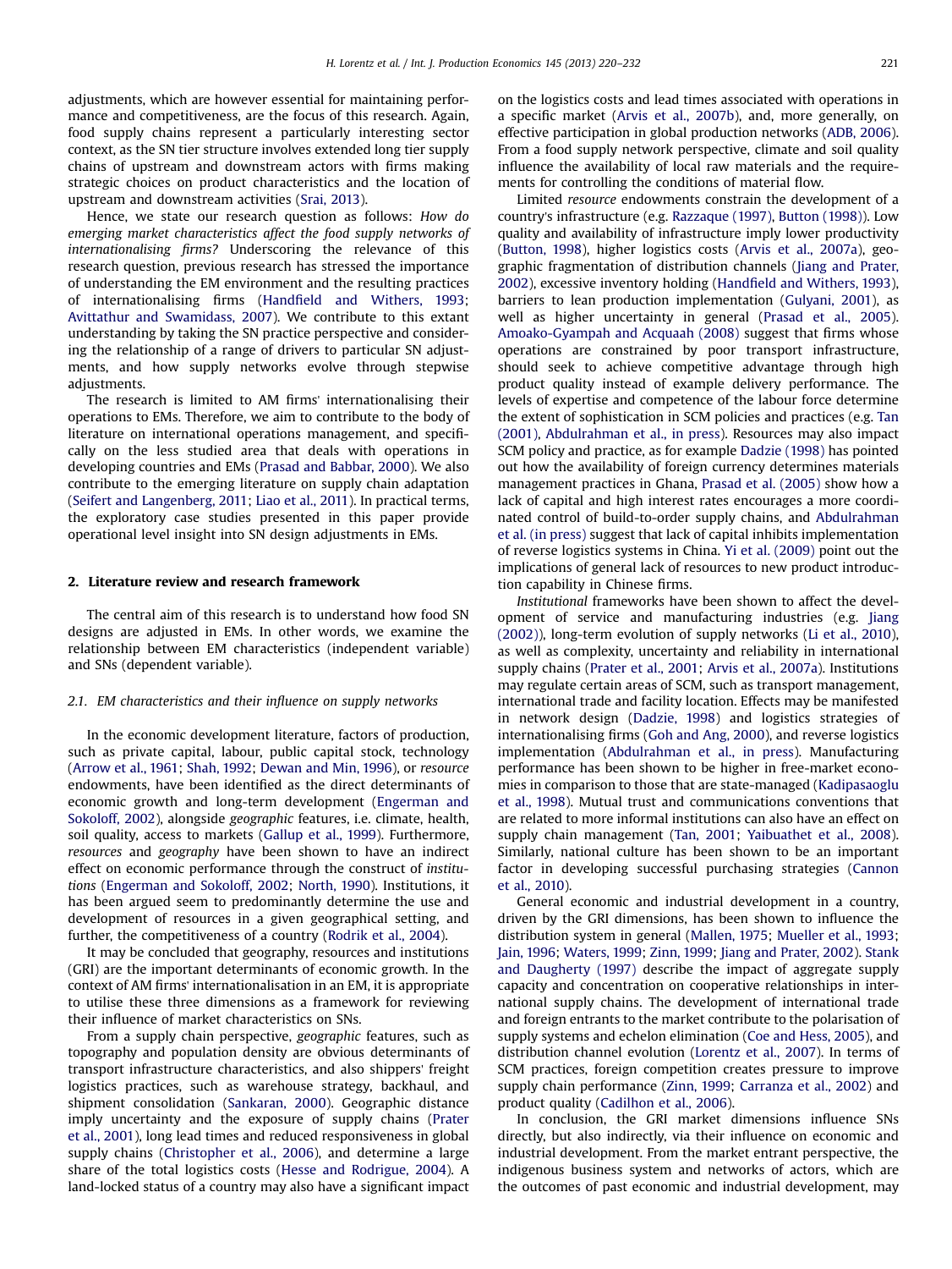adjustments, which are however essential for maintaining performance and competitiveness, are the focus of this research. Again, food supply chains represent a particularly interesting sector context, as the SN tier structure involves extended long tier supply chains of upstream and downstream actors with firms making strategic choices on product characteristics and the location of upstream and downstream activities (Srai, 2013).

Hence, we state our research question as follows: *How do emerging market characteristics affect the food supply networks of internationalising firms?* Underscoring the relevance of this research question, previous research has stressed the importance of understanding the EM environment and the resulting practices of internationalising firms (Handfield and Withers, 1993; Avittathur and Swamidass, 2007). We contribute to this extant understanding by taking the SN practice perspective and considering the relationship of a range of drivers to particular SN adjustments, and how supply networks evolve through stepwise adjustments.

The research is limited to AM firms' internationalising their operations to EMs. Therefore, we aim to contribute to the body of literature on international operations management, and specifically on the less studied area that deals with operations in developing countries and EMs (Prasad and Babbar, 2000). We also contribute to the emerging literature on supply chain adaptation (Seifert and Langenberg, 2011; Liao et al., 2011). In practical terms, the exploratory case studies presented in this paper provide operational level insight into SN design adjustments in EMs.

## 2. Literature review and research framework

The central aim of this research is to understand how food SN designs are adjusted in EMs. In other words, we examine the relationship between EM characteristics (independent variable) and SNs (dependent variable).

### 2.1. EM characteristics and their influence on supply networks

In the economic development literature, factors of production, such as private capital, labour, public capital stock, technology (Arrow et al., 1961; Shah, 1992; Dewan and Min, 1996), or *resource* endowments, have been identified as the direct determinants of economic growth and long-term development (Engerman and Sokoloff, 2002), alongside *geographic* features, i.e. climate, health, soil quality, access to markets (Gallup et al., 1999). Furthermore, *resources* and *geography* have been shown to have an indirect effect on economic performance through the construct of *institutions* (Engerman and Sokoloff, 2002; North, 1990). Institutions, it has been argued seem to predominantly determine the use and development of resources in a given geographical setting, and further, the competitiveness of a country (Rodrik et al., 2004).

It may be concluded that geography, resources and institutions (GRI) are the important determinants of economic growth. In the context of AM firms' internationalisation in an EM, it is appropriate to utilise these three dimensions as a framework for reviewing their influence of market characteristics on SNs.

From a supply chain perspective, *geographic* features, such as topography and population density are obvious determinants of transport infrastructure characteristics, and also shippers' freight logistics practices, such as warehouse strategy, backhaul, and shipment consolidation (Sankaran, 2000). Geographic distance imply uncertainty and the exposure of supply chains (Prater et al., 2001), long lead times and reduced responsiveness in global supply chains (Christopher et al., 2006), and determine a large share of the total logistics costs (Hesse and Rodrigue, 2004). A land-locked status of a country may also have a significant impact on the logistics costs and lead times associated with operations in a specific market (Arvis et al., 2007b), and, more generally, on effective participation in global production networks (ADB, 2006). From a food supply network perspective, climate and soil quality influence the availability of local raw materials and the requirements for controlling the conditions of material flow.

Limited *resource* endowments constrain the development of a country's infrastructure (e.g. Razzaque (1997), Button (1998)). Low quality and availability of infrastructure imply lower productivity (Button, 1998), higher logistics costs (Arvis et al., 2007a), geographic fragmentation of distribution channels (Jiang and Prater, 2002), excessive inventory holding (Handfield and Withers, 1993), barriers to lean production implementation (Gulyani, 2001), as well as higher uncertainty in general (Prasad et al., 2005). Amoako-Gyampah and Acquaah (2008) suggest that firms whose operations are constrained by poor transport infrastructure, should seek to achieve competitive advantage through high product quality instead of example delivery performance. The levels of expertise and competence of the labour force determine the extent of sophistication in SCM policies and practices (e.g. Tan (2001), Abdulrahman et al., in press). Resources may also impact SCM policy and practice, as for example Dadzie (1998) has pointed out how the availability of foreign currency determines materials management practices in Ghana, Prasad et al. (2005) show how a lack of capital and high interest rates encourages a more coordinated control of build-to-order supply chains, and Abdulrahman et al. (in press) suggest that lack of capital inhibits implementation of reverse logistics systems in China. Yi et al. (2009) point out the implications of general lack of resources to new product introduction capability in Chinese firms.

*Institutional* frameworks have been shown to affect the development of service and manufacturing industries (e.g. Jiang (2002)), long-term evolution of supply networks (Li et al., 2010), as well as complexity, uncertainty and reliability in international supply chains (Prater et al., 2001; Arvis et al., 2007a). Institutions may regulate certain areas of SCM, such as transport management, international trade and facility location. Effects may be manifested in network design (Dadzie, 1998) and logistics strategies of internationalising firms (Goh and Ang, 2000), and reverse logistics implementation (Abdulrahman et al., in press). Manufacturing performance has been shown to be higher in free-market economies in comparison to those that are state-managed (Kadipasaoglu et al., 1998). Mutual trust and communications conventions that are related to more informal institutions can also have an effect on supply chain management (Tan, 2001; Yaibuathet et al., 2008). Similarly, national culture has been shown to be an important factor in developing successful purchasing strategies (Cannon et al., 2010).

General economic and industrial development in a country, driven by the GRI dimensions, has been shown to influence the distribution system in general (Mallen, 1975; Mueller et al., 1993; Jain, 1996; Waters, 1999; Zinn, 1999; Jiang and Prater, 2002). Stank and Daugherty (1997) describe the impact of aggregate supply capacity and concentration on cooperative relationships in international supply chains. The development of international trade and foreign entrants to the market contribute to the polarisation of supply systems and echelon elimination (Coe and Hess, 2005), and distribution channel evolution (Lorentz et al., 2007). In terms of SCM practices, foreign competition creates pressure to improve supply chain performance (Zinn, 1999; Carranza et al., 2002) and product quality (Cadilhon et al., 2006).

In conclusion, the GRI market dimensions influence SNs directly, but also indirectly, via their influence on economic and industrial development. From the market entrant perspective, the indigenous business system and networks of actors, which are the outcomes of past economic and industrial development, may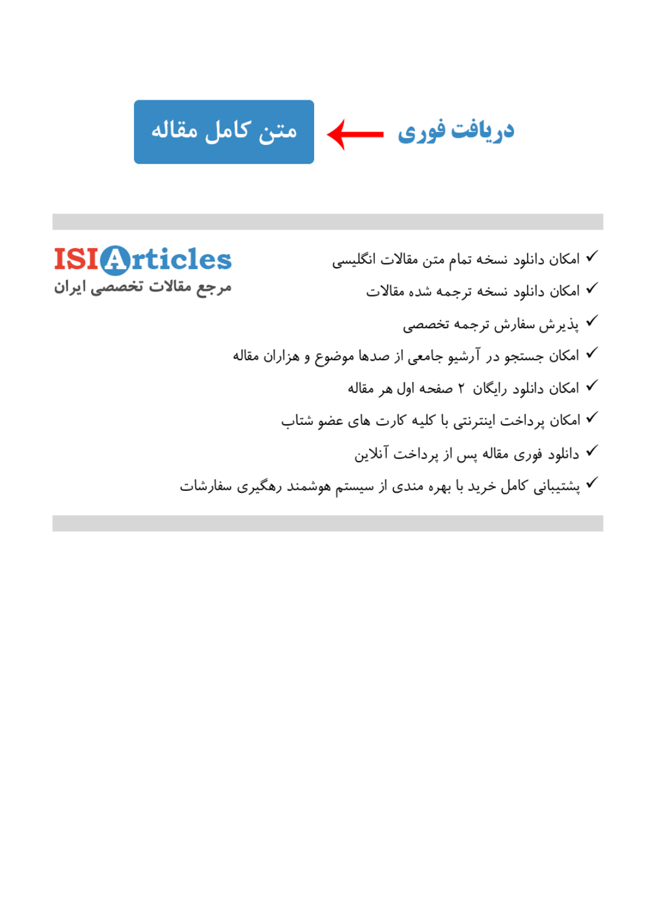دریافت فوری ← متن کامل مقاله

**ISIArticles**
مرجع مقالات تخصصی ایران

- ✓ امکان دانلود نسخه تمام متن مقالات انگلیسی
- ✓ امکان دانلود نسخه ترجمه شده مقالات
- ✓ پذیرش سفارش ترجمه تخصصی
- ✓ امکان جستجو در آرشیو جامعی از صدها موضوع و هزاران مقاله
- ✓ امکان دانلود رایگان ۲ صفحه اول هر مقاله
- ✓ امکان پرداخت اینترنتی با کلیه کارت های عضو شتاب
- ✓ دانلود فوری مقاله پس از پرداخت آنلاین
- ✓ پشتیبانی کامل خرید با بهره مندی از سیستم هوشمند رهگیری سفارشات